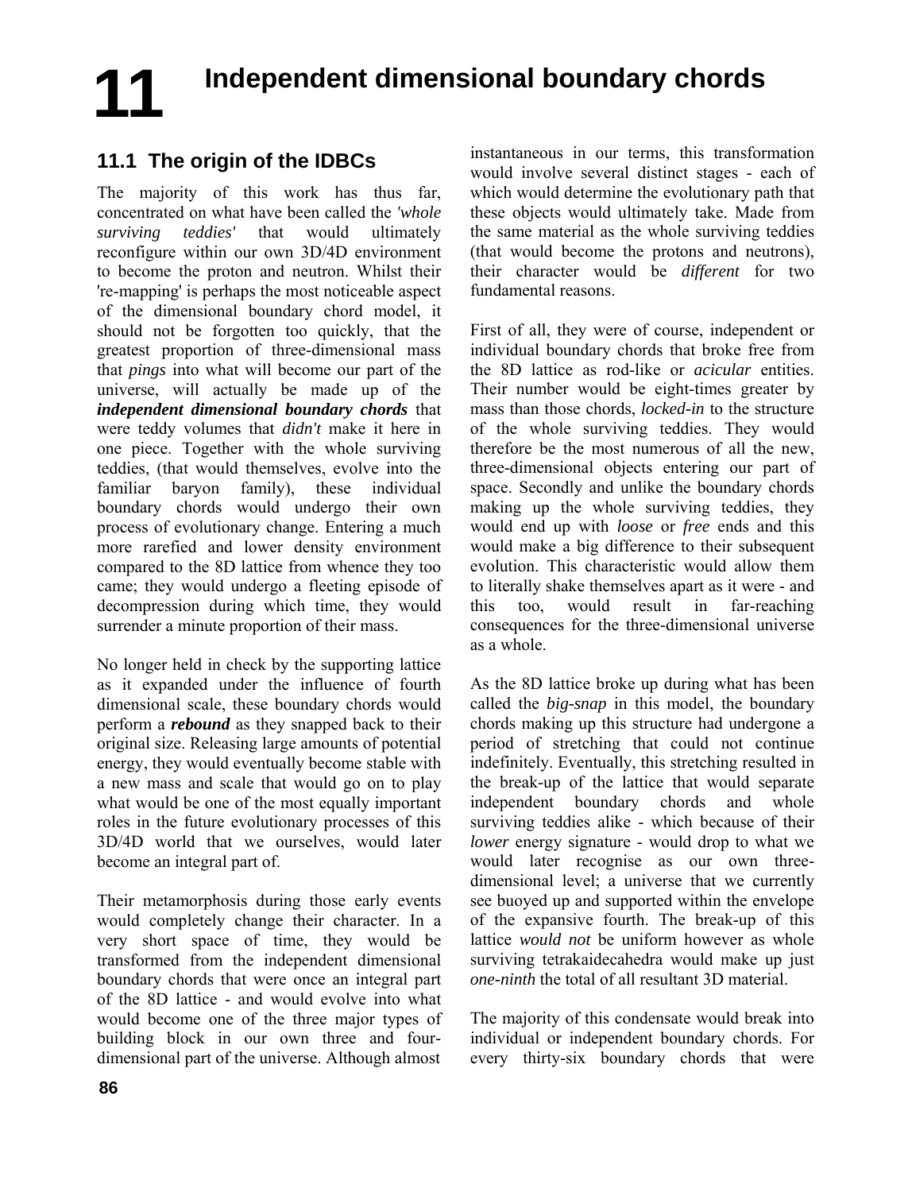# 11 Independent dimensional boundary chords

## 11.1 The origin of the IDBCs

The majority of this work has thus far, concentrated on what have been called the *'whole surviving teddies'* that would ultimately reconfigure within our own 3D/4D environment to become the proton and neutron. Whilst their 're-mapping' is perhaps the most noticeable aspect of the dimensional boundary chord model, it should not be forgotten too quickly, that the greatest proportion of three-dimensional mass that *pings* into what will become our part of the universe, will actually be made up of the ***independent dimensional boundary chords*** that were teddy volumes that *didn't* make it here in one piece. Together with the whole surviving teddies, (that would themselves, evolve into the familiar baryon family), these individual boundary chords would undergo their own process of evolutionary change. Entering a much more rarefied and lower density environment compared to the 8D lattice from whence they too came; they would undergo a fleeting episode of decompression during which time, they would surrender a minute proportion of their mass.

No longer held in check by the supporting lattice as it expanded under the influence of fourth dimensional scale, these boundary chords would perform a ***rebound*** as they snapped back to their original size. Releasing large amounts of potential energy, they would eventually become stable with a new mass and scale that would go on to play what would be one of the most equally important roles in the future evolutionary processes of this 3D/4D world that we ourselves, would later become an integral part of.

Their metamorphosis during those early events would completely change their character. In a very short space of time, they would be transformed from the independent dimensional boundary chords that were once an integral part of the 8D lattice - and would evolve into what would become one of the three major types of building block in our own three and four-dimensional part of the universe. Although almost instantaneous in our terms, this transformation would involve several distinct stages - each of which would determine the evolutionary path that these objects would ultimately take. Made from the same material as the whole surviving teddies (that would become the protons and neutrons), their character would be *different* for two fundamental reasons.

First of all, they were of course, independent or individual boundary chords that broke free from the 8D lattice as rod-like or *acicular* entities. Their number would be eight-times greater by mass than those chords, *locked-in* to the structure of the whole surviving teddies. They would therefore be the most numerous of all the new, three-dimensional objects entering our part of space. Secondly and unlike the boundary chords making up the whole surviving teddies, they would end up with *loose* or *free* ends and this would make a big difference to their subsequent evolution. This characteristic would allow them to literally shake themselves apart as it were - and this too, would result in far-reaching consequences for the three-dimensional universe as a whole.

As the 8D lattice broke up during what has been called the *big-snap* in this model, the boundary chords making up this structure had undergone a period of stretching that could not continue indefinitely. Eventually, this stretching resulted in the break-up of the lattice that would separate independent boundary chords and whole surviving teddies alike - which because of their *lower* energy signature - would drop to what we would later recognise as our own three-dimensional level; a universe that we currently see buoyed up and supported within the envelope of the expansive fourth. The break-up of this lattice *would not* be uniform however as whole surviving tetrakaidecahedra would make up just *one-ninth* the total of all resultant 3D material.

The majority of this condensate would break into individual or independent boundary chords. For every thirty-six boundary chords that were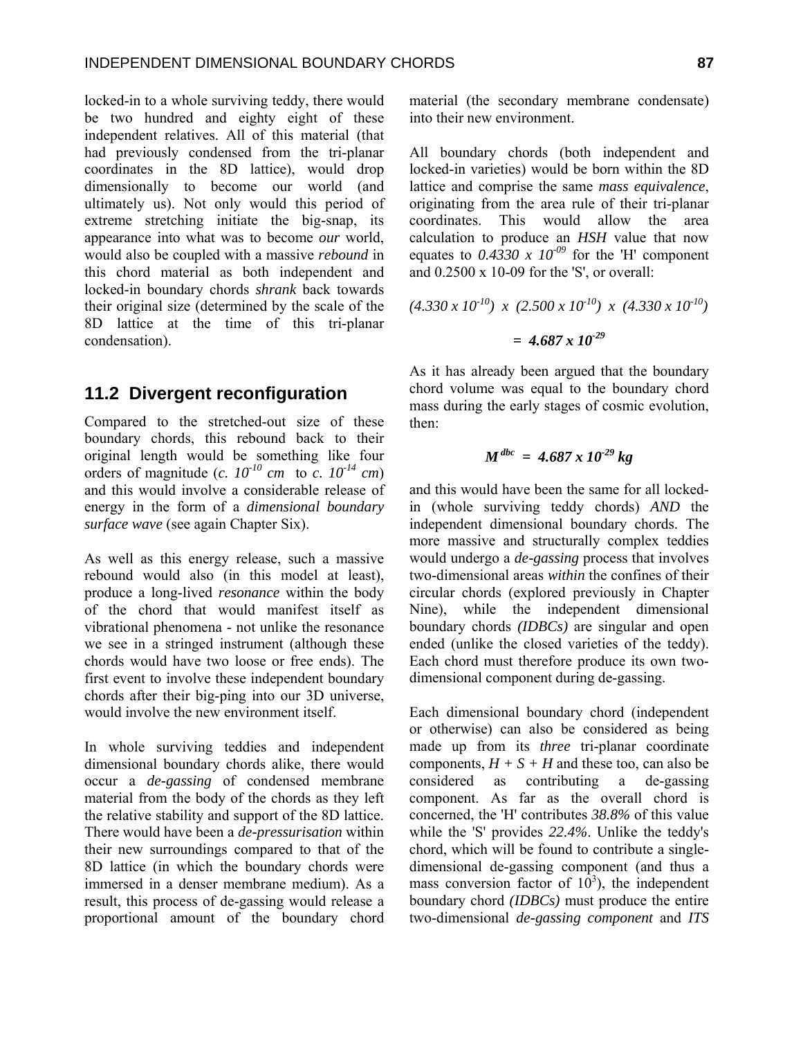locked-in to a whole surviving teddy, there would be two hundred and eighty eight of these independent relatives. All of this material (that had previously condensed from the tri-planar coordinates in the 8D lattice), would drop dimensionally to become our world (and ultimately us). Not only would this period of extreme stretching initiate the big-snap, its appearance into what was to become *our* world, would also be coupled with a massive *rebound* in this chord material as both independent and locked-in boundary chords *shrank* back towards their original size (determined by the scale of the 8D lattice at the time of this tri-planar condensation).

## 11.2 Divergent reconfiguration

Compared to the stretched-out size of these boundary chords, this rebound back to their original length would be something like four orders of magnitude (*c.* $10^{-10}$ *cm* to *c.* $10^{-14}$ *cm*) and this would involve a considerable release of energy in the form of a *dimensional boundary surface wave* (see again Chapter Six).

As well as this energy release, such a massive rebound would also (in this model at least), produce a long-lived *resonance* within the body of the chord that would manifest itself as vibrational phenomena - not unlike the resonance we see in a stringed instrument (although these chords would have two loose or free ends). The first event to involve these independent boundary chords after their big-ping into our 3D universe, would involve the new environment itself.

In whole surviving teddies and independent dimensional boundary chords alike, there would occur a *de-gassing* of condensed membrane material from the body of the chords as they left the relative stability and support of the 8D lattice. There would have been a *de-pressurisation* within their new surroundings compared to that of the 8D lattice (in which the boundary chords were immersed in a denser membrane medium). As a result, this process of de-gassing would release a proportional amount of the boundary chord material (the secondary membrane condensate) into their new environment.

All boundary chords (both independent and locked-in varieties) would be born within the 8D lattice and comprise the same *mass equivalence*, originating from the area rule of their tri-planar coordinates. This would allow the area calculation to produce an *HSH* value that now equates to $0.4330 \times 10^{-09}$ for the 'H' component and 0.2500 x 10-09 for the 'S', or overall:

$$(4.330 \times 10^{-10}) \times (2.500 \times 10^{-10}) \times (4.330 \times 10^{-10})$$

$$= 4.687 \times 10^{-29}$$

As it has already been argued that the boundary chord volume was equal to the boundary chord mass during the early stages of cosmic evolution, then:

$$M^{dbc} = 4.687 \times 10^{-29} \, kg$$

and this would have been the same for all locked-in (whole surviving teddy chords) *AND* the independent dimensional boundary chords. The more massive and structurally complex teddies would undergo a *de-gassing* process that involves two-dimensional areas *within* the confines of their circular chords (explored previously in Chapter Nine), while the independent dimensional boundary chords *(IDBCs)* are singular and open ended (unlike the closed varieties of the teddy). Each chord must therefore produce its own two-dimensional component during de-gassing.

Each dimensional boundary chord (independent or otherwise) can also be considered as being made up from its *three* tri-planar coordinate components, $H + S + H$ and these too, can also be considered as contributing a de-gassing component. As far as the overall chord is concerned, the 'H' contributes *38.8%* of this value while the 'S' provides *22.4%*. Unlike the teddy's chord, which will be found to contribute a single-dimensional de-gassing component (and thus a mass conversion factor of $10^3$), the independent boundary chord *(IDBCs)* must produce the entire two-dimensional *de-gassing component* and *ITS*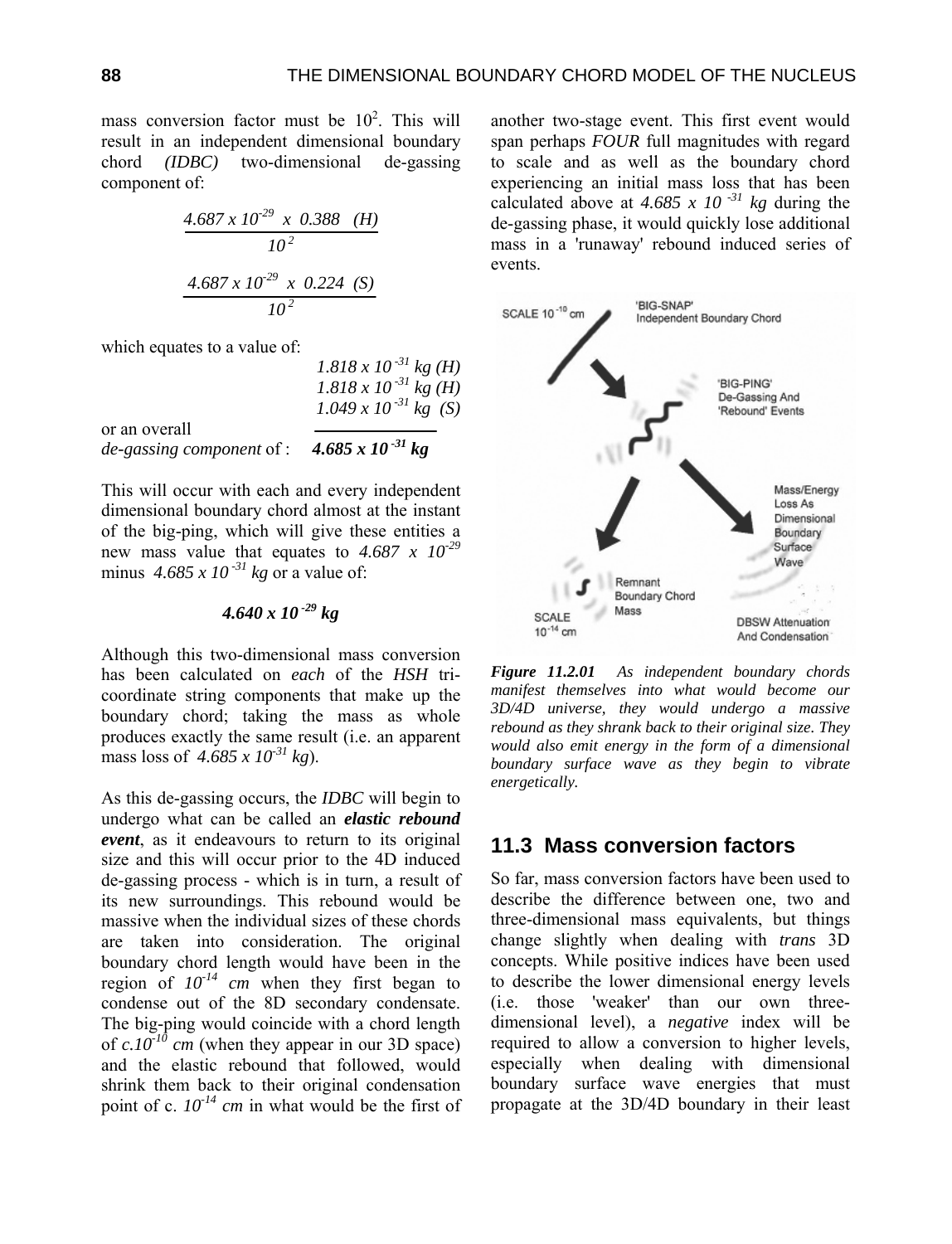mass conversion factor must be $10^2$. This will result in an independent dimensional boundary chord *(IDBC)* two-dimensional de-gassing component of:

$$\frac{4.687 \times 10^{-29} \times 0.388 \quad (H)}{10^2}$$

$$\frac{4.687 \times 10^{-29} \times 0.224 \quad (S)}{10^2}$$

which equates to a value of:

$1.818 \times 10^{-31}$ *kg (H)*
$1.818 \times 10^{-31}$ *kg (H)*
$1.049 \times 10^{-31}$ *kg (S)*

or an overall *de-gassing component* of : $\mathbf{4.685 \times 10^{-31}}$ ***kg***

This will occur with each and every independent dimensional boundary chord almost at the instant of the big-ping, which will give these entities a new mass value that equates to $4.687 \times 10^{-29}$ minus $4.685 \times 10^{-31}$ *kg* or a value of:

$$\mathbf{4.640 \times 10^{-29}}\ \textbf{\textit{kg}}$$

Although this two-dimensional mass conversion has been calculated on *each* of the *HSH* tri-coordinate string components that make up the boundary chord; taking the mass as whole produces exactly the same result (i.e. an apparent mass loss of $4.685 \times 10^{-31}$ *kg*).

As this de-gassing occurs, the *IDBC* will begin to undergo what can be called an ***elastic rebound event***, as it endeavours to return to its original size and this will occur prior to the 4D induced de-gassing process - which is in turn, a result of its new surroundings. This rebound would be massive when the individual sizes of these chords are taken into consideration. The original boundary chord length would have been in the region of $10^{-14}$ *cm* when they first began to condense out of the 8D secondary condensate. The big-ping would coincide with a chord length of *c.*$10^{-10}$ *cm* (when they appear in our 3D space) and the elastic rebound that followed, would shrink them back to their original condensation point of c. $10^{-14}$ *cm* in what would be the first of another two-stage event. This first event would span perhaps *FOUR* full magnitudes with regard to scale and as well as the boundary chord experiencing an initial mass loss that has been calculated above at $4.685 \times 10^{-31}$ *kg* during the de-gassing phase, it would quickly lose additional mass in a 'runaway' rebound induced series of events.

***Figure 11.2.01*** *As independent boundary chords manifest themselves into what would become our 3D/4D universe, they would undergo a massive rebound as they shrank back to their original size. They would also emit energy in the form of a dimensional boundary surface wave as they begin to vibrate energetically.*

## 11.3 Mass conversion factors

So far, mass conversion factors have been used to describe the difference between one, two and three-dimensional mass equivalents, but things change slightly when dealing with *trans* 3D concepts. While positive indices have been used to describe the lower dimensional energy levels (i.e. those 'weaker' than our own three-dimensional level), a *negative* index will be required to allow a conversion to higher levels, especially when dealing with dimensional boundary surface wave energies that must propagate at the 3D/4D boundary in their least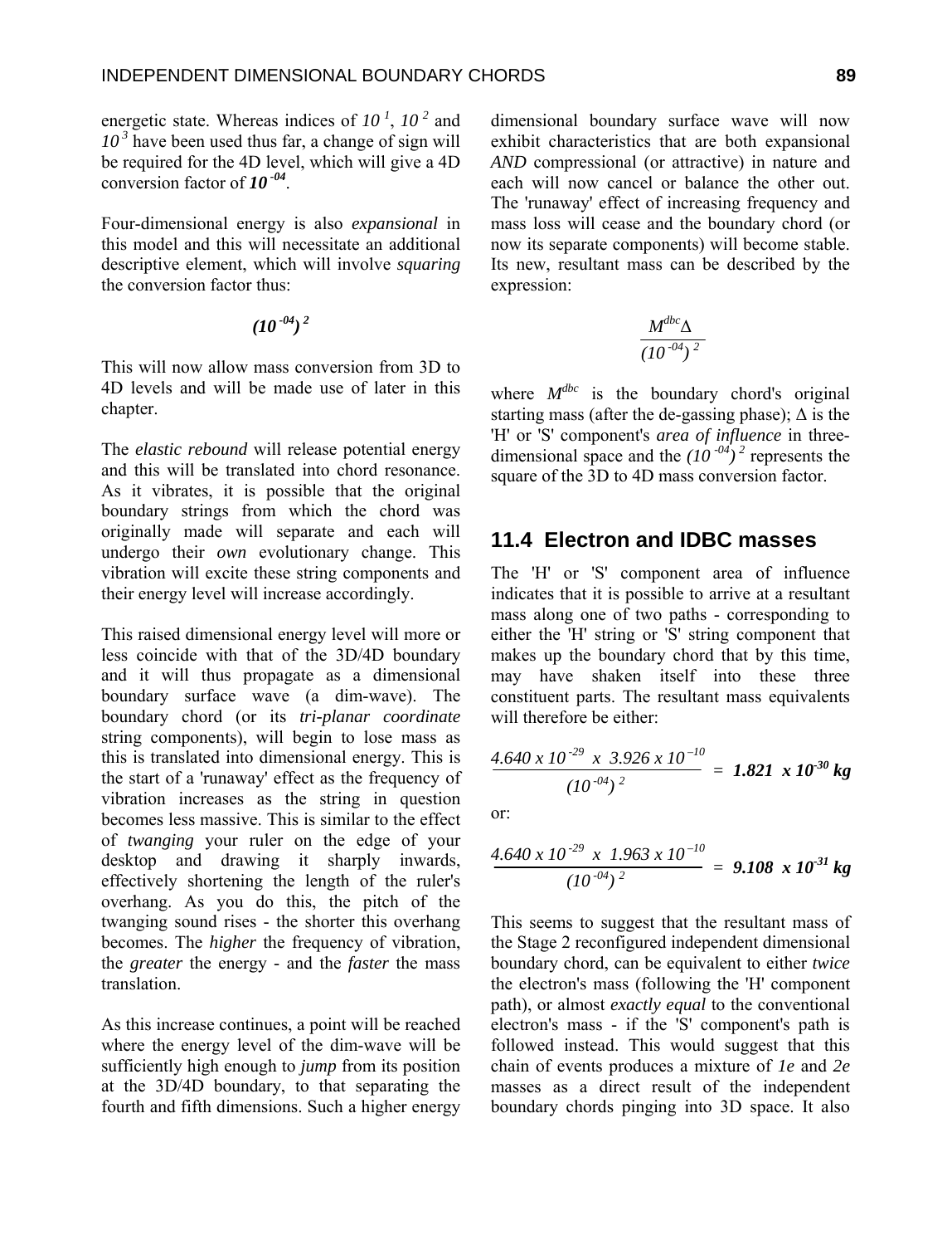energetic state. Whereas indices of $10^{1}$, $10^{2}$ and $10^{3}$ have been used thus far, a change of sign will be required for the 4D level, which will give a 4D conversion factor of $\boldsymbol{10^{-04}}$.

Four-dimensional energy is also *expansional* in this model and this will necessitate an additional descriptive element, which will involve *squaring* the conversion factor thus:

$$(10^{-04})^{2}$$

This will now allow mass conversion from 3D to 4D levels and will be made use of later in this chapter.

The *elastic rebound* will release potential energy and this will be translated into chord resonance. As it vibrates, it is possible that the original boundary strings from which the chord was originally made will separate and each will undergo their *own* evolutionary change. This vibration will excite these string components and their energy level will increase accordingly.

This raised dimensional energy level will more or less coincide with that of the 3D/4D boundary and it will thus propagate as a dimensional boundary surface wave (a dim-wave). The boundary chord (or its *tri-planar coordinate* string components), will begin to lose mass as this is translated into dimensional energy. This is the start of a 'runaway' effect as the frequency of vibration increases as the string in question becomes less massive. This is similar to the effect of *twanging* your ruler on the edge of your desktop and drawing it sharply inwards, effectively shortening the length of the ruler's overhang. As you do this, the pitch of the twanging sound rises - the shorter this overhang becomes. The *higher* the frequency of vibration, the *greater* the energy - and the *faster* the mass translation.

As this increase continues, a point will be reached where the energy level of the dim-wave will be sufficiently high enough to *jump* from its position at the 3D/4D boundary, to that separating the fourth and fifth dimensions. Such a higher energy dimensional boundary surface wave will now exhibit characteristics that are both expansional *AND* compressional (or attractive) in nature and each will now cancel or balance the other out. The 'runaway' effect of increasing frequency and mass loss will cease and the boundary chord (or now its separate components) will become stable. Its new, resultant mass can be described by the expression:

$$\frac{M^{dbc}\Delta}{(10^{-04})^{2}}$$

where $M^{dbc}$ is the boundary chord's original starting mass (after the de-gassing phase); $\Delta$ is the 'H' or 'S' component's *area of influence* in three-dimensional space and the $(10^{-04})^{2}$ represents the square of the 3D to 4D mass conversion factor.

## 11.4 Electron and IDBC masses

The 'H' or 'S' component area of influence indicates that it is possible to arrive at a resultant mass along one of two paths - corresponding to either the 'H' string or 'S' string component that makes up the boundary chord that by this time, may have shaken itself into these three constituent parts. The resultant mass equivalents will therefore be either:

$$\frac{4.640 \times 10^{-29} \times 3.926 \times 10^{-10}}{(10^{-04})^{2}} = \mathbf{1.821 \times 10^{-30}\ kg}$$

or:

$$\frac{4.640 \times 10^{-29} \times 1.963 \times 10^{-10}}{(10^{-04})^{2}} = \mathbf{9.108 \times 10^{-31}\ kg}$$

This seems to suggest that the resultant mass of the Stage 2 reconfigured independent dimensional boundary chord, can be equivalent to either *twice* the electron's mass (following the 'H' component path), or almost *exactly equal* to the conventional electron's mass - if the 'S' component's path is followed instead. This would suggest that this chain of events produces a mixture of *1e* and *2e* masses as a direct result of the independent boundary chords pinging into 3D space. It also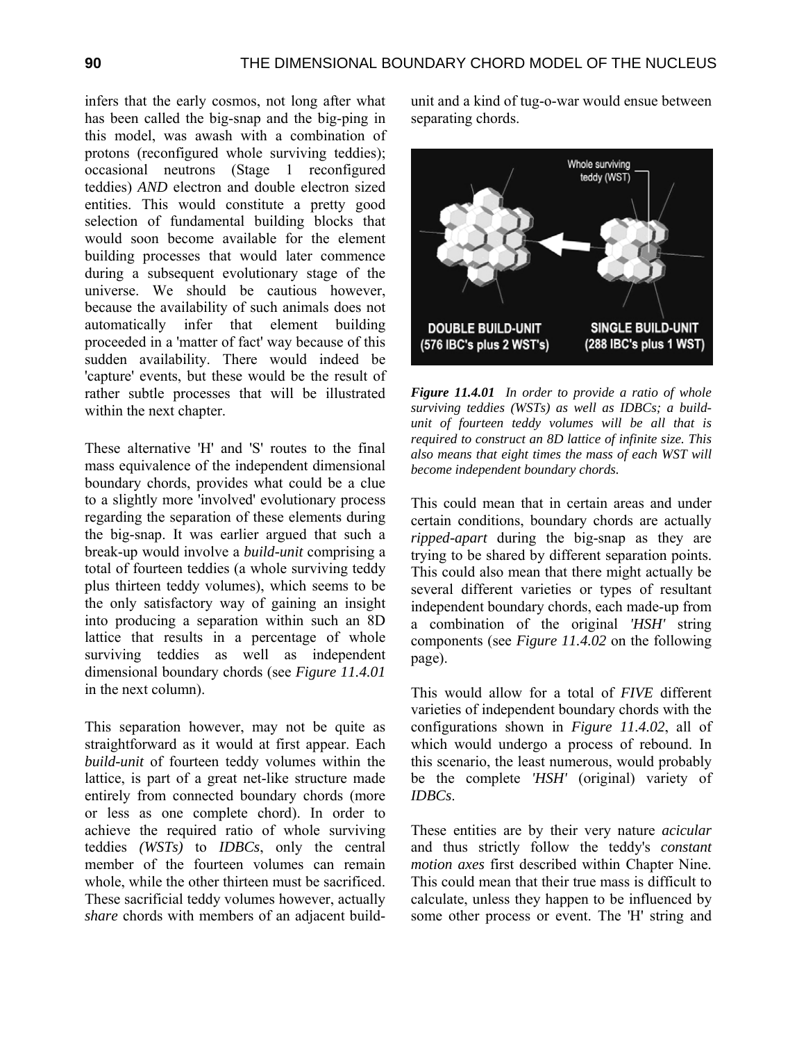infers that the early cosmos, not long after what has been called the big-snap and the big-ping in this model, was awash with a combination of protons (reconfigured whole surviving teddies); occasional neutrons (Stage 1 reconfigured teddies) *AND* electron and double electron sized entities. This would constitute a pretty good selection of fundamental building blocks that would soon become available for the element building processes that would later commence during a subsequent evolutionary stage of the universe. We should be cautious however, because the availability of such animals does not automatically infer that element building proceeded in a 'matter of fact' way because of this sudden availability. There would indeed be 'capture' events, but these would be the result of rather subtle processes that will be illustrated within the next chapter.

These alternative 'H' and 'S' routes to the final mass equivalence of the independent dimensional boundary chords, provides what could be a clue to a slightly more 'involved' evolutionary process regarding the separation of these elements during the big-snap. It was earlier argued that such a break-up would involve a *build-unit* comprising a total of fourteen teddies (a whole surviving teddy plus thirteen teddy volumes), which seems to be the only satisfactory way of gaining an insight into producing a separation within such an 8D lattice that results in a percentage of whole surviving teddies as well as independent dimensional boundary chords (see *Figure 11.4.01* in the next column).

This separation however, may not be quite as straightforward as it would at first appear. Each *build-unit* of fourteen teddy volumes within the lattice, is part of a great net-like structure made entirely from connected boundary chords (more or less as one complete chord). In order to achieve the required ratio of whole surviving teddies *(WSTs)* to *IDBCs*, only the central member of the fourteen volumes can remain whole, while the other thirteen must be sacrificed. These sacrificial teddy volumes however, actually *share* chords with members of an adjacent build-unit and a kind of tug-o-war would ensue between separating chords.

Whole surviving teddy (WST)

DOUBLE BUILD-UNIT (576 IBC's plus 2 WST's)

SINGLE BUILD-UNIT (288 IBC's plus 1 WST)

***Figure 11.4.01*** *In order to provide a ratio of whole surviving teddies (WSTs) as well as IDBCs; a build-unit of fourteen teddy volumes will be all that is required to construct an 8D lattice of infinite size. This also means that eight times the mass of each WST will become independent boundary chords.*

This could mean that in certain areas and under certain conditions, boundary chords are actually *ripped-apart* during the big-snap as they are trying to be shared by different separation points. This could also mean that there might actually be several different varieties or types of resultant independent boundary chords, each made-up from a combination of the original *'HSH'* string components (see *Figure 11.4.02* on the following page).

This would allow for a total of *FIVE* different varieties of independent boundary chords with the configurations shown in *Figure 11.4.02*, all of which would undergo a process of rebound. In this scenario, the least numerous, would probably be the complete *'HSH'* (original) variety of *IDBCs*.

These entities are by their very nature *acicular* and thus strictly follow the teddy's *constant motion axes* first described within Chapter Nine. This could mean that their true mass is difficult to calculate, unless they happen to be influenced by some other process or event. The 'H' string and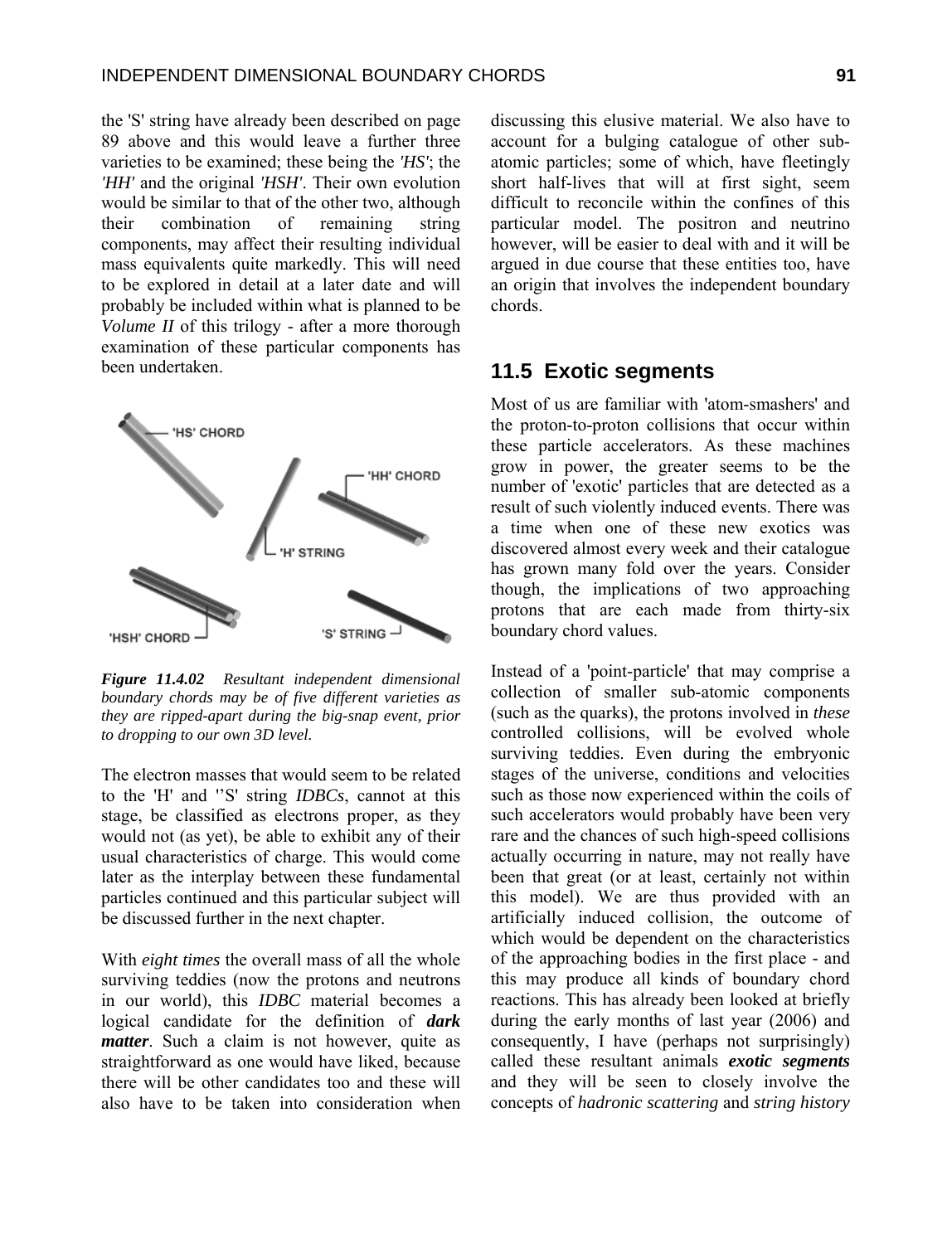the 'S' string have already been described on page 89 above and this would leave a further three varieties to be examined; these being the *'HS'*; the *'HH'* and the original *'HSH'*. Their own evolution would be similar to that of the other two, although their combination of remaining string components, may affect their resulting individual mass equivalents quite markedly. This will need to be explored in detail at a later date and will probably be included within what is planned to be *Volume II* of this trilogy - after a more thorough examination of these particular components has been undertaken.

'HS' CHORD
'HH' CHORD
'H' STRING
'HSH' CHORD
'S' STRING

***Figure 11.4.02*** *Resultant independent dimensional boundary chords may be of five different varieties as they are ripped-apart during the big-snap event, prior to dropping to our own 3D level.*

The electron masses that would seem to be related to the 'H' and ''S' string *IDBCs*, cannot at this stage, be classified as electrons proper, as they would not (as yet), be able to exhibit any of their usual characteristics of charge. This would come later as the interplay between these fundamental particles continued and this particular subject will be discussed further in the next chapter.

With *eight times* the overall mass of all the whole surviving teddies (now the protons and neutrons in our world), this *IDBC* material becomes a logical candidate for the definition of ***dark matter***. Such a claim is not however, quite as straightforward as one would have liked, because there will be other candidates too and these will also have to be taken into consideration when discussing this elusive material. We also have to account for a bulging catalogue of other sub-atomic particles; some of which, have fleetingly short half-lives that will at first sight, seem difficult to reconcile within the confines of this particular model. The positron and neutrino however, will be easier to deal with and it will be argued in due course that these entities too, have an origin that involves the independent boundary chords.

## 11.5 Exotic segments

Most of us are familiar with 'atom-smashers' and the proton-to-proton collisions that occur within these particle accelerators. As these machines grow in power, the greater seems to be the number of 'exotic' particles that are detected as a result of such violently induced events. There was a time when one of these new exotics was discovered almost every week and their catalogue has grown many fold over the years. Consider though, the implications of two approaching protons that are each made from thirty-six boundary chord values.

Instead of a 'point-particle' that may comprise a collection of smaller sub-atomic components (such as the quarks), the protons involved in *these* controlled collisions, will be evolved whole surviving teddies. Even during the embryonic stages of the universe, conditions and velocities such as those now experienced within the coils of such accelerators would probably have been very rare and the chances of such high-speed collisions actually occurring in nature, may not really have been that great (or at least, certainly not within this model). We are thus provided with an artificially induced collision, the outcome of which would be dependent on the characteristics of the approaching bodies in the first place - and this may produce all kinds of boundary chord reactions. This has already been looked at briefly during the early months of last year (2006) and consequently, I have (perhaps not surprisingly) called these resultant animals ***exotic segments*** and they will be seen to closely involve the concepts of *hadronic scattering* and *string history*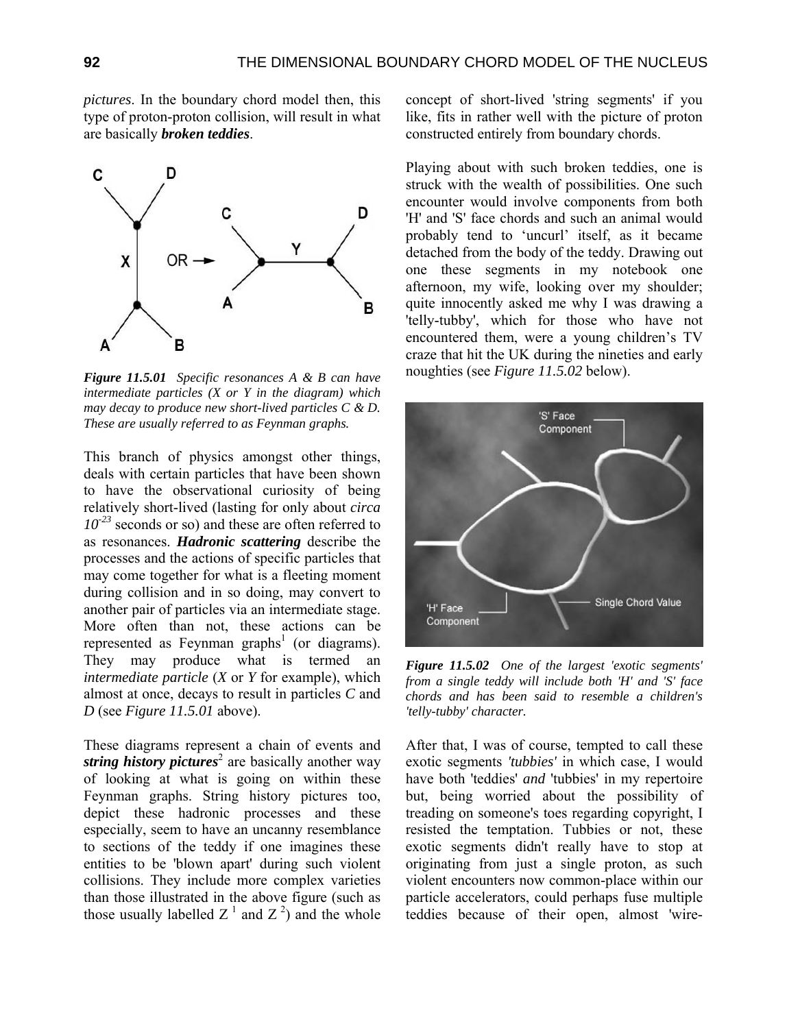*pictures*. In the boundary chord model then, this type of proton-proton collision, will result in what are basically ***broken teddies***.

*Figure 11.5.01* *Specific resonances A & B can have intermediate particles (X or Y in the diagram) which may decay to produce new short-lived particles C & D. These are usually referred to as Feynman graphs.*

This branch of physics amongst other things, deals with certain particles that have been shown to have the observational curiosity of being relatively short-lived (lasting for only about *circa* $10^{-23}$ seconds or so) and these are often referred to as resonances. ***Hadronic scattering*** describe the processes and the actions of specific particles that may come together for what is a fleeting moment during collision and in so doing, may convert to another pair of particles via an intermediate stage. More often than not, these actions can be represented as Feynman graphs[1] (or diagrams). They may produce what is termed an *intermediate particle* (*X* or *Y* for example), which almost at once, decays to result in particles *C* and *D* (see *Figure 11.5.01* above).

These diagrams represent a chain of events and ***string history pictures***[2] are basically another way of looking at what is going on within these Feynman graphs. String history pictures too, depict these hadronic processes and these especially, seem to have an uncanny resemblance to sections of the teddy if one imagines these entities to be 'blown apart' during such violent collisions. They include more complex varieties than those illustrated in the above figure (such as those usually labelled $Z^1$ and $Z^2$) and the whole concept of short-lived 'string segments' if you like, fits in rather well with the picture of proton constructed entirely from boundary chords.

Playing about with such broken teddies, one is struck with the wealth of possibilities. One such encounter would involve components from both 'H' and 'S' face chords and such an animal would probably tend to 'uncurl' itself, as it became detached from the body of the teddy. Drawing out one these segments in my notebook one afternoon, my wife, looking over my shoulder; quite innocently asked me why I was drawing a 'telly-tubby', which for those who have not encountered them, were a young children's TV craze that hit the UK during the nineties and early noughties (see *Figure 11.5.02* below).

*Figure 11.5.02* *One of the largest 'exotic segments' from a single teddy will include both 'H' and 'S' face chords and has been said to resemble a children's 'telly-tubby' character.*

After that, I was of course, tempted to call these exotic segments *'tubbies'* in which case, I would have both 'teddies' *and* 'tubbies' in my repertoire but, being worried about the possibility of treading on someone's toes regarding copyright, I resisted the temptation. Tubbies or not, these exotic segments didn't really have to stop at originating from just a single proton, as such violent encounters now common-place within our particle accelerators, could perhaps fuse multiple teddies because of their open, almost 'wire-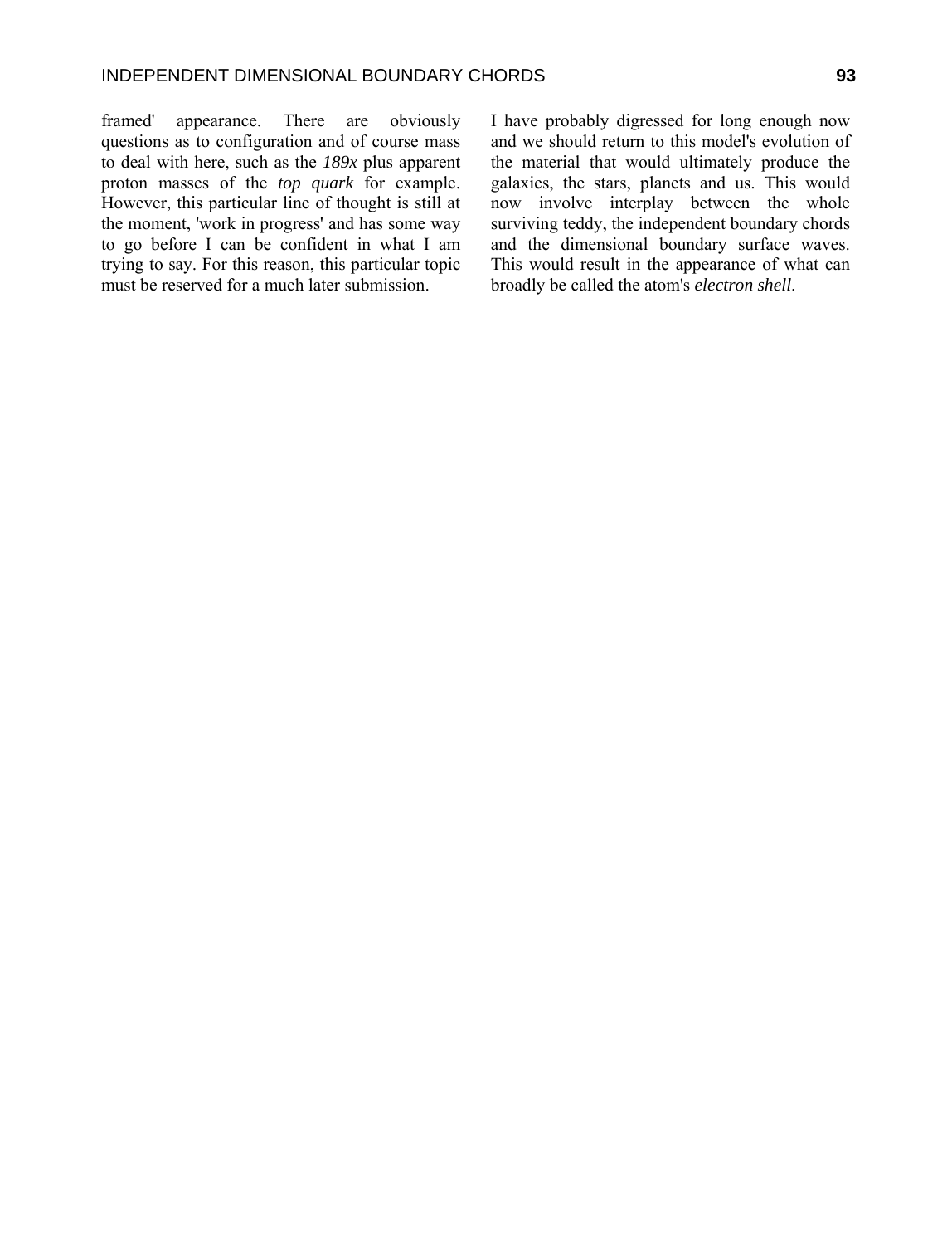framed' appearance. There are obviously questions as to configuration and of course mass to deal with here, such as the *189x* plus apparent proton masses of the *top quark* for example. However, this particular line of thought is still at the moment, 'work in progress' and has some way to go before I can be confident in what I am trying to say. For this reason, this particular topic must be reserved for a much later submission.

I have probably digressed for long enough now and we should return to this model's evolution of the material that would ultimately produce the galaxies, the stars, planets and us. This would now involve interplay between the whole surviving teddy, the independent boundary chords and the dimensional boundary surface waves. This would result in the appearance of what can broadly be called the atom's *electron shell*.